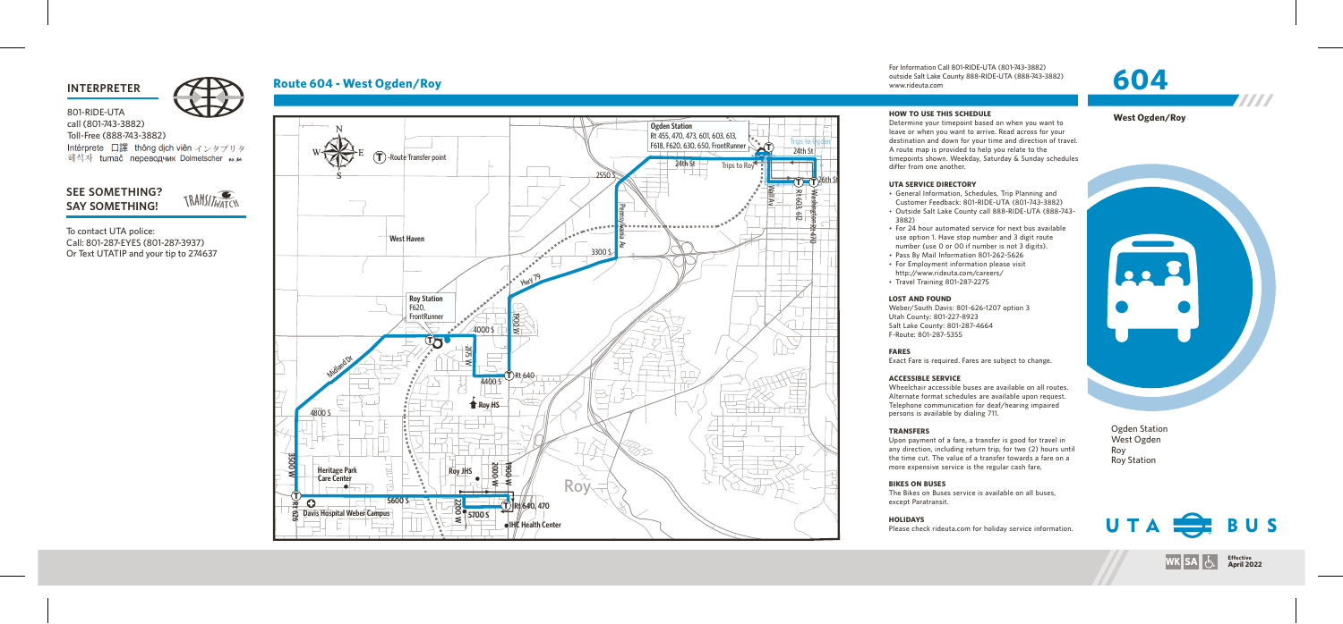## INTERPRETER

801-RIDE-UTA
call (801-743-3882)
Toll-Free (888-743-3882)
Intérprete 口譯 thông dịch viên インタプリタ 해석자 tumač переводчик Dolmetscher

## SEE SOMETHING? SAY SOMETHING!

TRANSITWATCH

To contact UTA police:
Call: 801-287-EYES (801-287-3937)
Or Text UTATIP and your tip to 274637

# Route 604 - West Ogden/Roy

T -Route Transfer point

Ogden Station
Rt 455, 470, 473, 601, 603, 613, F618, F620, 630, 650, FrontRunner

Trips to Ogden
Trips to Roy
24th St
26th St
2550 S
3300 S
4000 S
4400 S
4800 S
5600 S
5700 S
Wall Av
Washington Rt 470
Rt 603, 612
Pennsylvania Av
Hwy 79
1900 W
2175 W
2000 W
1900 W
2200 W
3500 W
Rt 626
Midland Dr
West Haven
Roy Station F620, FrontRunner
Rt 640
Roy HS
Roy JHS
Heritage Park Care Center
Davis Hospital Weber Campus
Rt 640, 470
IHC Health Center
Roy

For Information Call 801-RIDE-UTA (801-743-3882)
outside Salt Lake County 888-RIDE-UTA (888-743-3882)
www.rideuta.com

### HOW TO USE THIS SCHEDULE

Determine your timepoint based on when you want to leave or when you want to arrive. Read across for your destination and down for your time and direction of travel. A route map is provided to help you relate to the timepoints shown. Weekday, Saturday & Sunday schedules differ from one another.

### UTA SERVICE DIRECTORY

- General Information, Schedules, Trip Planning and Customer Feedback: 801-RIDE-UTA (801-743-3882)
- Outside Salt Lake County call 888-RIDE-UTA (888-743-3882)
- For 24 hour automated service for next bus available use option 1. Have stop number and 3 digit route number (use 0 or 00 if number is not 3 digits).
- Pass By Mail Information 801-262-5626
- For Employment information please visit http://www.rideuta.com/careers/
- Travel Training 801-287-2275

### LOST AND FOUND

Weber/South Davis: 801-626-1207 option 3
Utah County: 801-227-8923
Salt Lake County: 801-287-4664
F-Route: 801-287-5355

### FARES

Exact Fare is required. Fares are subject to change.

### ACCESSIBLE SERVICE

Wheelchair accessible buses are available on all routes. Alternate format schedules are available upon request. Telephone communication for deaf/hearing impaired persons is available by dialing 711.

### TRANSFERS

Upon payment of a fare, a transfer is good for travel in any direction, including return trip, for two (2) hours until the time cut. The value of a transfer towards a fare on a more expensive service is the regular cash fare.

### BIKES ON BUSES

The Bikes on Buses service is available on all buses, except Paratransit.

### HOLIDAYS

Please check rideuta.com for holiday service information.

# 604

**West Ogden/Roy**

Ogden Station
West Ogden
Roy
Roy Station

UTA BUS

WK SA

Effective April 2022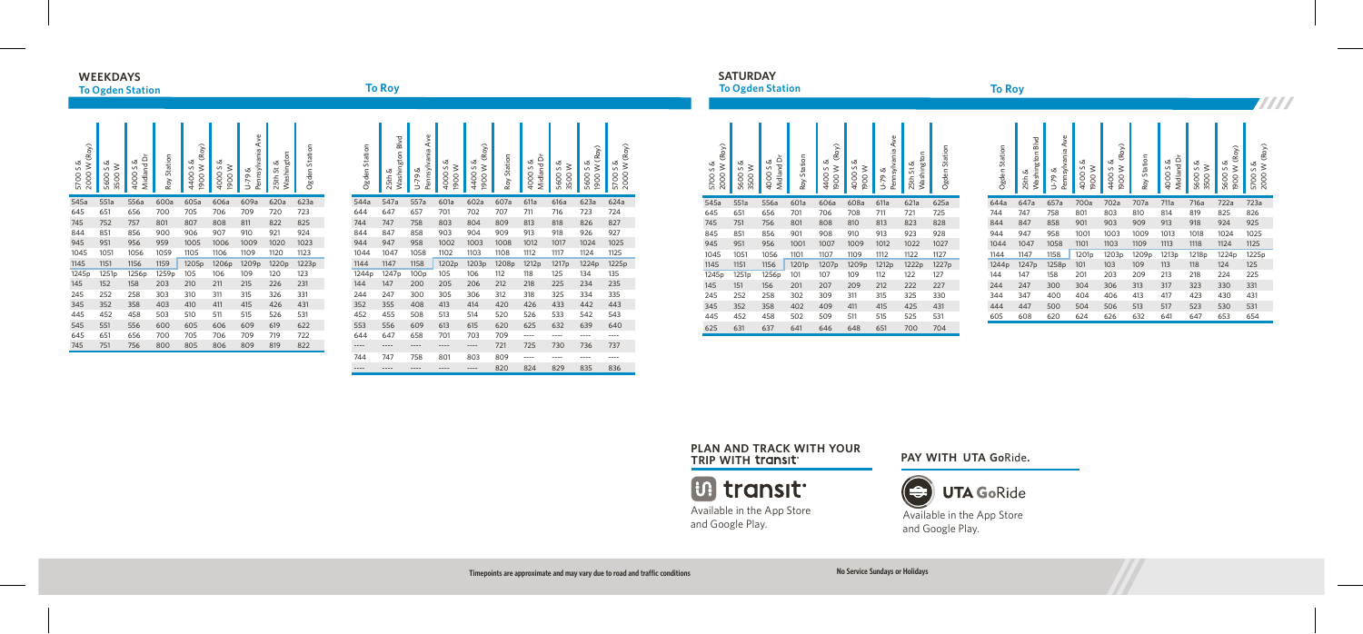## WEEKDAYS

### To Ogden Station

| 5700 S & 2000 W (Roy) | 5600 S & 3500 W | 4000 S & Midland Dr | Roy Station | 4400 S & 1900 W (Roy) | 4000 S & 1900 W | U-79 & Pennsylvania Ave | 25th St & Washington | Ogden Station |
|---|---|---|---|---|---|---|---|---|
| 545a | 551a | 556a | 600a | 605a | 606a | 609a | 620a | 623a |
| 645 | 651 | 656 | 700 | 705 | 706 | 709 | 720 | 723 |
| 745 | 752 | 757 | 801 | 807 | 808 | 811 | 822 | 825 |
| 844 | 851 | 856 | 900 | 906 | 907 | 910 | 921 | 924 |
| 945 | 951 | 956 | 959 | 1005 | 1006 | 1009 | 1020 | 1023 |
| 1045 | 1051 | 1056 | 1059 | 1105 | 1106 | 1109 | 1120 | 1123 |
| 1145 | 1151 | 1156 | 1159 | 1205p | 1206p | 1209p | 1220p | 1223p |
| 1245p | 1251p | 1256p | 1259p | 105 | 106 | 109 | 120 | 123 |
| 145 | 152 | 158 | 203 | 210 | 211 | 215 | 226 | 231 |
| 245 | 252 | 258 | 303 | 310 | 311 | 315 | 326 | 331 |
| 345 | 352 | 358 | 403 | 410 | 411 | 415 | 426 | 431 |
| 445 | 452 | 458 | 503 | 510 | 511 | 515 | 526 | 531 |
| 545 | 551 | 556 | 600 | 605 | 606 | 609 | 619 | 622 |
| 645 | 651 | 656 | 700 | 705 | 706 | 709 | 719 | 722 |
| 745 | 751 | 756 | 800 | 805 | 806 | 809 | 819 | 822 |

### To Roy

| Ogden Station | 25th & Washington Blvd | U-79 & Pennsylvania Ave | 4000 S & 1900 W | 4400 S & 1900 W (Roy) | Roy Station | 4000 S & Midland Dr | 5600 S & 3500 W | 5600 S & 1900 W (Roy) | 5700 S & 2000 W (Roy) |
|---|---|---|---|---|---|---|---|---|---|
| 544a | 547a | 557a | 601a | 602a | 607a | 611a | 616a | 623a | 624a |
| 644 | 647 | 657 | 701 | 702 | 707 | 711 | 716 | 723 | 724 |
| 744 | 747 | 758 | 803 | 804 | 809 | 813 | 818 | 826 | 827 |
| 844 | 847 | 858 | 903 | 904 | 909 | 913 | 918 | 926 | 927 |
| 944 | 947 | 958 | 1002 | 1003 | 1008 | 1012 | 1017 | 1024 | 1025 |
| 1044 | 1047 | 1058 | 1102 | 1103 | 1108 | 1112 | 1117 | 1124 | 1125 |
| 1144 | 1147 | 1158 | 1202p | 1203p | 1208p | 1212p | 1217p | 1224p | 1225p |
| 1244p | 1247p | 100p | 105 | 106 | 112 | 118 | 125 | 134 | 135 |
| 144 | 147 | 200 | 205 | 206 | 212 | 218 | 225 | 234 | 235 |
| 244 | 247 | 300 | 305 | 306 | 312 | 318 | 325 | 334 | 335 |
| 352 | 355 | 408 | 413 | 414 | 420 | 426 | 433 | 442 | 443 |
| 452 | 455 | 508 | 513 | 514 | 520 | 526 | 533 | 542 | 543 |
| 553 | 556 | 609 | 613 | 615 | 620 | 625 | 632 | 639 | 640 |
| 644 | 647 | 658 | 701 | 703 | 709 | ---- | ---- | ---- | ---- |
| ---- | ---- | ---- | ---- | ---- | 721 | 725 | 730 | 736 | 737 |
| 744 | 747 | 758 | 801 | 803 | 809 | ---- | ---- | ---- | ---- |
| ---- | ---- | ---- | ---- | ---- | 820 | 824 | 829 | 835 | 836 |

## SATURDAY

### To Ogden Station

| 5700 S & 2000 W (Roy) | 5600 S & 3500 W | 4000 S & Midland Dr | Roy Station | 4400 S & 1900 W (Roy) | 4000 S & 1900 W | U-79 & Pennsylvania Ave | 25th St & Washington | Ogden Station |
|---|---|---|---|---|---|---|---|---|
| 545a | 551a | 556a | 601a | 606a | 608a | 611a | 621a | 625a |
| 645 | 651 | 656 | 701 | 706 | 708 | 711 | 721 | 725 |
| 745 | 751 | 756 | 801 | 808 | 810 | 813 | 823 | 828 |
| 845 | 851 | 856 | 901 | 908 | 910 | 913 | 923 | 928 |
| 945 | 951 | 956 | 1001 | 1007 | 1009 | 1012 | 1022 | 1027 |
| 1045 | 1051 | 1056 | 1101 | 1107 | 1109 | 1112 | 1122 | 1127 |
| 1145 | 1151 | 1156 | 1201p | 1207p | 1209p | 1212p | 1222p | 1227p |
| 1245p | 1251p | 1256p | 101 | 107 | 109 | 112 | 122 | 127 |
| 145 | 151 | 156 | 201 | 207 | 209 | 212 | 222 | 227 |
| 245 | 252 | 258 | 302 | 309 | 311 | 315 | 325 | 330 |
| 345 | 352 | 358 | 402 | 409 | 411 | 415 | 425 | 431 |
| 445 | 452 | 458 | 502 | 509 | 511 | 515 | 525 | 531 |
| 625 | 631 | 637 | 641 | 646 | 648 | 651 | 700 | 704 |

### To Roy

| Ogden Station | 25th & Washington Blvd | U-79 & Pennsylvania Ave | 4000 S & 1900 W | 4400 S & 1900 W (Roy) | Roy Station | 4000 S & Midland Dr | 5600 S & 3500 W | 5600 S & 1900 W (Roy) | 5700 S & 2000 W (Roy) |
|---|---|---|---|---|---|---|---|---|---|
| 644a | 647a | 657a | 700a | 702a | 707a | 711a | 716a | 722a | 723a |
| 744 | 747 | 758 | 801 | 803 | 810 | 814 | 819 | 825 | 826 |
| 844 | 847 | 858 | 901 | 903 | 909 | 913 | 918 | 924 | 925 |
| 944 | 947 | 958 | 1001 | 1003 | 1009 | 1013 | 1018 | 1024 | 1025 |
| 1044 | 1047 | 1058 | 1101 | 1103 | 1109 | 1113 | 1118 | 1124 | 1125 |
| 1144 | 1147 | 1158 | 1201p | 1203p | 1209p | 1213p | 1218p | 1224p | 1225p |
| 1244p | 1247p | 1258p | 101 | 103 | 109 | 113 | 118 | 124 | 125 |
| 144 | 147 | 158 | 201 | 203 | 209 | 213 | 218 | 224 | 225 |
| 244 | 247 | 300 | 304 | 306 | 313 | 317 | 323 | 330 | 331 |
| 344 | 347 | 400 | 404 | 406 | 413 | 417 | 423 | 430 | 431 |
| 444 | 447 | 500 | 504 | 506 | 513 | 517 | 523 | 530 | 531 |
| 605 | 608 | 620 | 624 | 626 | 632 | 641 | 647 | 653 | 654 |

**PLAN AND TRACK WITH YOUR TRIP WITH transit**

transit

Available in the App Store and Google Play.

**PAY WITH UTA GoRide.**

UTA GoRide

Available in the App Store and Google Play.

Timepoints are approximate and may vary due to road and traffic conditions

No Service Sundays or Holidays